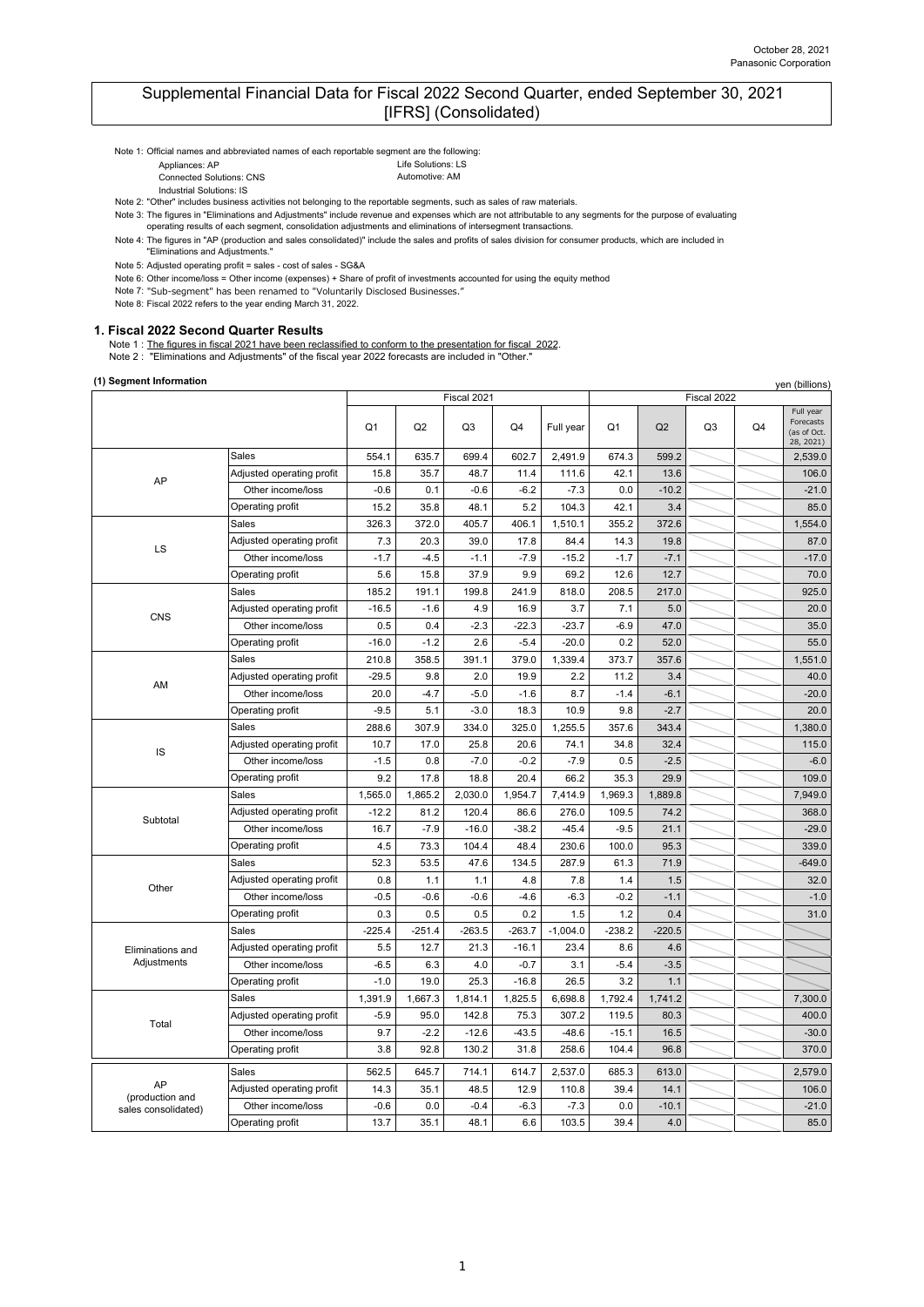October 28, 2021
Panasonic Corporation

# Supplemental Financial Data for Fiscal 2022 Second Quarter, ended September 30, 2021 [IFRS] (Consolidated)

Note 1: Official names and abbreviated names of each reportable segment are the following:
Appliances: AP　Life Solutions: LS
Connected Solutions: CNS　Automotive: AM
Industrial Solutions: IS

Note 2: "Other" includes business activities not belonging to the reportable segments, such as sales of raw materials.

Note 3: The figures in "Eliminations and Adjustments" include revenue and expenses which are not attributable to any segments for the purpose of evaluating operating results of each segment, consolidation adjustments and eliminations of intersegment transactions.

Note 4: The figures in "AP (production and sales consolidated)" include the sales and profits of sales division for consumer products, which are included in "Eliminations and Adjustments."

Note 5: Adjusted operating profit = sales - cost of sales - SG&A

Note 6: Other income/loss = Other income (expenses) + Share of profit of investments accounted for using the equity method

Note 7: "Sub-segment" has been renamed to "Voluntarily Disclosed Businesses."

Note 8: Fiscal 2022 refers to the year ending March 31, 2022.

## 1. Fiscal 2022 Second Quarter Results

Note 1 : The figures in fiscal 2021 have been reclassified to conform to the presentation for fiscal 2022.
Note 2 : "Eliminations and Adjustments" of the fiscal year 2022 forecasts are included in "Other."

### (1) Segment Information

yen (billions)

| | | Fiscal 2021 | | | | | Fiscal 2022 | | | | |
|---|---|---|---|---|---|---|---|---|---|---|---|
| | | Q1 | Q2 | Q3 | Q4 | Full year | Q1 | Q2 | Q3 | Q4 | Full year Forecasts (as of Oct. 28, 2021) |
| AP | Sales | 554.1 | 635.7 | 699.4 | 602.7 | 2,491.9 | 674.3 | 599.2 | | | 2,539.0 |
| | Adjusted operating profit | 15.8 | 35.7 | 48.7 | 11.4 | 111.6 | 42.1 | 13.6 | | | 106.0 |
| | Other income/loss | -0.6 | 0.1 | -0.6 | -6.2 | -7.3 | 0.0 | -10.2 | | | -21.0 |
| | Operating profit | 15.2 | 35.8 | 48.1 | 5.2 | 104.3 | 42.1 | 3.4 | | | 85.0 |
| LS | Sales | 326.3 | 372.0 | 405.7 | 406.1 | 1,510.1 | 355.2 | 372.6 | | | 1,554.0 |
| | Adjusted operating profit | 7.3 | 20.3 | 39.0 | 17.8 | 84.4 | 14.3 | 19.8 | | | 87.0 |
| | Other income/loss | -1.7 | -4.5 | -1.1 | -7.9 | -15.2 | -1.7 | -7.1 | | | -17.0 |
| | Operating profit | 5.6 | 15.8 | 37.9 | 9.9 | 69.2 | 12.6 | 12.7 | | | 70.0 |
| CNS | Sales | 185.2 | 191.1 | 199.8 | 241.9 | 818.0 | 208.5 | 217.0 | | | 925.0 |
| | Adjusted operating profit | -16.5 | -1.6 | 4.9 | 16.9 | 3.7 | 7.1 | 5.0 | | | 20.0 |
| | Other income/loss | 0.5 | 0.4 | -2.3 | -22.3 | -23.7 | -6.9 | 47.0 | | | 35.0 |
| | Operating profit | -16.0 | -1.2 | 2.6 | -5.4 | -20.0 | 0.2 | 52.0 | | | 55.0 |
| AM | Sales | 210.8 | 358.5 | 391.1 | 379.0 | 1,339.4 | 373.7 | 357.6 | | | 1,551.0 |
| | Adjusted operating profit | -29.5 | 9.8 | 2.0 | 19.9 | 2.2 | 11.2 | 3.4 | | | 40.0 |
| | Other income/loss | 20.0 | -4.7 | -5.0 | -1.6 | 8.7 | -1.4 | -6.1 | | | -20.0 |
| | Operating profit | -9.5 | 5.1 | -3.0 | 18.3 | 10.9 | 9.8 | -2.7 | | | 20.0 |
| IS | Sales | 288.6 | 307.9 | 334.0 | 325.0 | 1,255.5 | 357.6 | 343.4 | | | 1,380.0 |
| | Adjusted operating profit | 10.7 | 17.0 | 25.8 | 20.6 | 74.1 | 34.8 | 32.4 | | | 115.0 |
| | Other income/loss | -1.5 | 0.8 | -7.0 | -0.2 | -7.9 | 0.5 | -2.5 | | | -6.0 |
| | Operating profit | 9.2 | 17.8 | 18.8 | 20.4 | 66.2 | 35.3 | 29.9 | | | 109.0 |
| Subtotal | Sales | 1,565.0 | 1,865.2 | 2,030.0 | 1,954.7 | 7,414.9 | 1,969.3 | 1,889.8 | | | 7,949.0 |
| | Adjusted operating profit | -12.2 | 81.2 | 120.4 | 86.6 | 276.0 | 109.5 | 74.2 | | | 368.0 |
| | Other income/loss | 16.7 | -7.9 | -16.0 | -38.2 | -45.4 | -9.5 | 21.1 | | | -29.0 |
| | Operating profit | 4.5 | 73.3 | 104.4 | 48.4 | 230.6 | 100.0 | 95.3 | | | 339.0 |
| Other | Sales | 52.3 | 53.5 | 47.6 | 134.5 | 287.9 | 61.3 | 71.9 | | | -649.0 |
| | Adjusted operating profit | 0.8 | 1.1 | 1.1 | 4.8 | 7.8 | 1.4 | 1.5 | | | 32.0 |
| | Other income/loss | -0.5 | -0.6 | -0.6 | -4.6 | -6.3 | -0.2 | -1.1 | | | -1.0 |
| | Operating profit | 0.3 | 0.5 | 0.5 | 0.2 | 1.5 | 1.2 | 0.4 | | | 31.0 |
| Eliminations and Adjustments | Sales | -225.4 | -251.4 | -263.5 | -263.7 | -1,004.0 | -238.2 | -220.5 | | | |
| | Adjusted operating profit | 5.5 | 12.7 | 21.3 | -16.1 | 23.4 | 8.6 | 4.6 | | | |
| | Other income/loss | -6.5 | 6.3 | 4.0 | -0.7 | 3.1 | -5.4 | -3.5 | | | |
| | Operating profit | -1.0 | 19.0 | 25.3 | -16.8 | 26.5 | 3.2 | 1.1 | | | |
| Total | Sales | 1,391.9 | 1,667.3 | 1,814.1 | 1,825.5 | 6,698.8 | 1,792.4 | 1,741.2 | | | 7,300.0 |
| | Adjusted operating profit | -5.9 | 95.0 | 142.8 | 75.3 | 307.2 | 119.5 | 80.3 | | | 400.0 |
| | Other income/loss | 9.7 | -2.2 | -12.6 | -43.5 | -48.6 | -15.1 | 16.5 | | | -30.0 |
| | Operating profit | 3.8 | 92.8 | 130.2 | 31.8 | 258.6 | 104.4 | 96.8 | | | 370.0 |
| AP (production and sales consolidated) | Sales | 562.5 | 645.7 | 714.1 | 614.7 | 2,537.0 | 685.3 | 613.0 | | | 2,579.0 |
| | Adjusted operating profit | 14.3 | 35.1 | 48.5 | 12.9 | 110.8 | 39.4 | 14.1 | | | 106.0 |
| | Other income/loss | -0.6 | 0.0 | -0.4 | -6.3 | -7.3 | 0.0 | -10.1 | | | -21.0 |
| | Operating profit | 13.7 | 35.1 | 48.1 | 6.6 | 103.5 | 39.4 | 4.0 | | | 85.0 |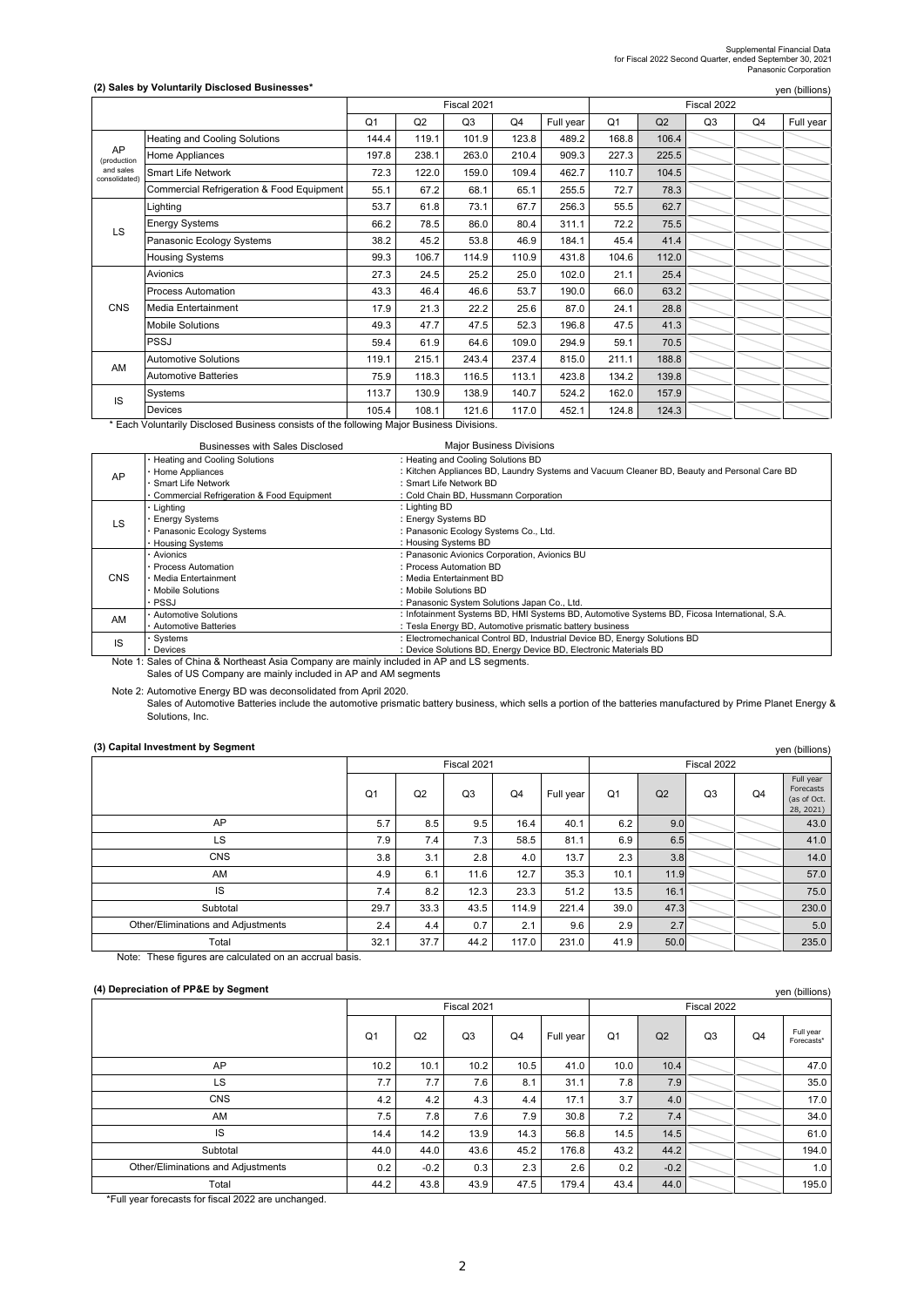Supplemental Financial Data
for Fiscal 2022 Second Quarter, ended September 30, 2021
Panasonic Corporation

### (2) Sales by Voluntarily Disclosed Businesses*

yen (billions)

| | | Fiscal 2021 | | | | | Fiscal 2022 | | | | |
|---|---|---|---|---|---|---|---|---|---|---|---|
| | | Q1 | Q2 | Q3 | Q4 | Full year | Q1 | Q2 | Q3 | Q4 | Full year |
| AP (production and sales consolidated) | Heating and Cooling Solutions | 144.4 | 119.1 | 101.9 | 123.8 | 489.2 | 168.8 | 106.4 | | | |
| | Home Appliances | 197.8 | 238.1 | 263.0 | 210.4 | 909.3 | 227.3 | 225.5 | | | |
| | Smart Life Network | 72.3 | 122.0 | 159.0 | 109.4 | 462.7 | 110.7 | 104.5 | | | |
| | Commercial Refrigeration & Food Equipment | 55.1 | 67.2 | 68.1 | 65.1 | 255.5 | 72.7 | 78.3 | | | |
| LS | Lighting | 53.7 | 61.8 | 73.1 | 67.7 | 256.3 | 55.5 | 62.7 | | | |
| | Energy Systems | 66.2 | 78.5 | 86.0 | 80.4 | 311.1 | 72.2 | 75.5 | | | |
| | Panasonic Ecology Systems | 38.2 | 45.2 | 53.8 | 46.9 | 184.1 | 45.4 | 41.4 | | | |
| | Housing Systems | 99.3 | 106.7 | 114.9 | 110.9 | 431.8 | 104.6 | 112.0 | | | |
| CNS | Avionics | 27.3 | 24.5 | 25.2 | 25.0 | 102.0 | 21.1 | 25.4 | | | |
| | Process Automation | 43.3 | 46.4 | 46.6 | 53.7 | 190.0 | 66.0 | 63.2 | | | |
| | Media Entertainment | 17.9 | 21.3 | 22.2 | 25.6 | 87.0 | 24.1 | 28.8 | | | |
| | Mobile Solutions | 49.3 | 47.7 | 47.5 | 52.3 | 196.8 | 47.5 | 41.3 | | | |
| | PSSJ | 59.4 | 61.9 | 64.6 | 109.0 | 294.9 | 59.1 | 70.5 | | | |
| AM | Automotive Solutions | 119.1 | 215.1 | 243.4 | 237.4 | 815.0 | 211.1 | 188.8 | | | |
| | Automotive Batteries | 75.9 | 118.3 | 116.5 | 113.1 | 423.8 | 134.2 | 139.8 | | | |
| IS | Systems | 113.7 | 130.9 | 138.9 | 140.7 | 524.2 | 162.0 | 157.9 | | | |
| | Devices | 105.4 | 108.1 | 121.6 | 117.0 | 452.1 | 124.8 | 124.3 | | | |

\* Each Voluntarily Disclosed Business consists of the following Major Business Divisions.

| | Businesses with Sales Disclosed | Major Business Divisions |
|---|---|---|
| AP | ・Heating and Cooling Solutions | : Heating and Cooling Solutions BD |
| | ・Home Appliances | : Kitchen Appliances BD, Laundry Systems and Vacuum Cleaner BD, Beauty and Personal Care BD |
| | ・Smart Life Network | : Smart Life Network BD |
| | ・Commercial Refrigeration & Food Equipment | : Cold Chain BD, Hussmann Corporation |
| LS | ・Lighting | : Lighting BD |
| | ・Energy Systems | : Energy Systems BD |
| | ・Panasonic Ecology Systems | : Panasonic Ecology Systems Co., Ltd. |
| | ・Housing Systems | : Housing Systems BD |
| CNS | ・Avionics | : Panasonic Avionics Corporation, Avionics BU |
| | ・Process Automation | : Process Automation BD |
| | ・Media Entertainment | : Media Entertainment BD |
| | ・Mobile Solutions | : Mobile Solutions BD |
| | ・PSSJ | : Panasonic System Solutions Japan Co., Ltd. |
| AM | ・Automotive Solutions | : Infotainment Systems BD, HMI Systems BD, Automotive Systems BD, Ficosa International, S.A. |
| | ・Automotive Batteries | : Tesla Energy BD, Automotive prismatic battery business |
| IS | ・Systems | : Electromechanical Control BD, Industrial Device BD, Energy Solutions BD |
| | ・Devices | : Device Solutions BD, Energy Device BD, Electronic Materials BD |

Note 1: Sales of China & Northeast Asia Company are mainly included in AP and LS segments.
Sales of US Company are mainly included in AP and AM segments

Note 2: Automotive Energy BD was deconsolidated from April 2020.
Sales of Automotive Batteries include the automotive prismatic battery business, which sells a portion of the batteries manufactured by Prime Planet Energy & Solutions, Inc.

### (3) Capital Investment by Segment

yen (billions)

| | Fiscal 2021 | | | | | Fiscal 2022 | | | | |
|---|---|---|---|---|---|---|---|---|---|---|
| | Q1 | Q2 | Q3 | Q4 | Full year | Q1 | Q2 | Q3 | Q4 | Full year Forecasts (as of Oct. 28, 2021) |
| AP | 5.7 | 8.5 | 9.5 | 16.4 | 40.1 | 6.2 | 9.0 | | | 43.0 |
| LS | 7.9 | 7.4 | 7.3 | 58.5 | 81.1 | 6.9 | 6.5 | | | 41.0 |
| CNS | 3.8 | 3.1 | 2.8 | 4.0 | 13.7 | 2.3 | 3.8 | | | 14.0 |
| AM | 4.9 | 6.1 | 11.6 | 12.7 | 35.3 | 10.1 | 11.9 | | | 57.0 |
| IS | 7.4 | 8.2 | 12.3 | 23.3 | 51.2 | 13.5 | 16.1 | | | 75.0 |
| Subtotal | 29.7 | 33.3 | 43.5 | 114.9 | 221.4 | 39.0 | 47.3 | | | 230.0 |
| Other/Eliminations and Adjustments | 2.4 | 4.4 | 0.7 | 2.1 | 9.6 | 2.9 | 2.7 | | | 5.0 |
| Total | 32.1 | 37.7 | 44.2 | 117.0 | 231.0 | 41.9 | 50.0 | | | 235.0 |

Note: These figures are calculated on an accrual basis.

### (4) Depreciation of PP&E by Segment

yen (billions)

| | Fiscal 2021 | | | | | Fiscal 2022 | | | | |
|---|---|---|---|---|---|---|---|---|---|---|
| | Q1 | Q2 | Q3 | Q4 | Full year | Q1 | Q2 | Q3 | Q4 | Full year Forecasts* |
| AP | 10.2 | 10.1 | 10.2 | 10.5 | 41.0 | 10.0 | 10.4 | | | 47.0 |
| LS | 7.7 | 7.7 | 7.6 | 8.1 | 31.1 | 7.8 | 7.9 | | | 35.0 |
| CNS | 4.2 | 4.2 | 4.3 | 4.4 | 17.1 | 3.7 | 4.0 | | | 17.0 |
| AM | 7.5 | 7.8 | 7.6 | 7.9 | 30.8 | 7.2 | 7.4 | | | 34.0 |
| IS | 14.4 | 14.2 | 13.9 | 14.3 | 56.8 | 14.5 | 14.5 | | | 61.0 |
| Subtotal | 44.0 | 44.0 | 43.6 | 45.2 | 176.8 | 43.2 | 44.2 | | | 194.0 |
| Other/Eliminations and Adjustments | 0.2 | -0.2 | 0.3 | 2.3 | 2.6 | 0.2 | -0.2 | | | 1.0 |
| Total | 44.2 | 43.8 | 43.9 | 47.5 | 179.4 | 43.4 | 44.0 | | | 195.0 |

\*Full year forecasts for fiscal 2022 are unchanged.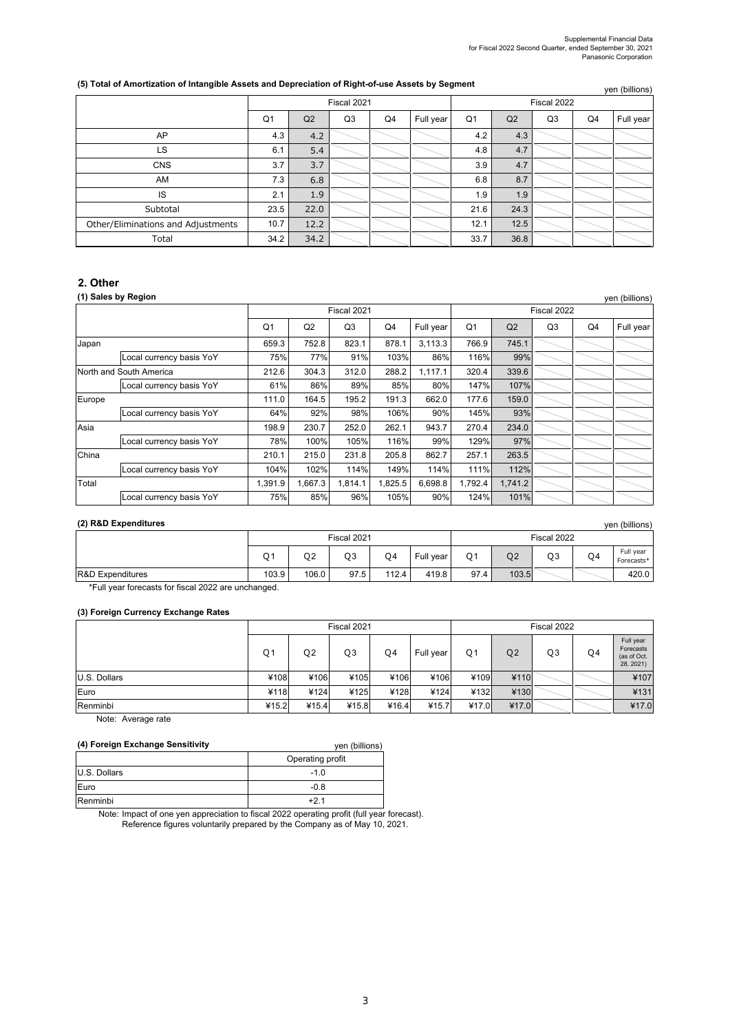### (5) Total of Amortization of Intangible Assets and Depreciation of Right-of-use Assets by Segment

yen (billions)

| | Fiscal 2021 | | | | | Fiscal 2022 | | | | |
|---|---|---|---|---|---|---|---|---|---|---|
| | Q1 | Q2 | Q3 | Q4 | Full year | Q1 | Q2 | Q3 | Q4 | Full year |
| AP | 4.3 | 4.2 | | | | 4.2 | 4.3 | | | |
| LS | 6.1 | 5.4 | | | | 4.8 | 4.7 | | | |
| CNS | 3.7 | 3.7 | | | | 3.9 | 4.7 | | | |
| AM | 7.3 | 6.8 | | | | 6.8 | 8.7 | | | |
| IS | 2.1 | 1.9 | | | | 1.9 | 1.9 | | | |
| Subtotal | 23.5 | 22.0 | | | | 21.6 | 24.3 | | | |
| Other/Eliminations and Adjustments | 10.7 | 12.2 | | | | 12.1 | 12.5 | | | |
| Total | 34.2 | 34.2 | | | | 33.7 | 36.8 | | | |

## 2. Other

### (1) Sales by Region

yen (billions)

| | | Fiscal 2021 | | | | | Fiscal 2022 | | | | |
|---|---|---|---|---|---|---|---|---|---|---|---|
| | | Q1 | Q2 | Q3 | Q4 | Full year | Q1 | Q2 | Q3 | Q4 | Full year |
| Japan | | 659.3 | 752.8 | 823.1 | 878.1 | 3,113.3 | 766.9 | 745.1 | | | |
| | Local currency basis YoY | 75% | 77% | 91% | 103% | 86% | 116% | 99% | | | |
| North and South America | | 212.6 | 304.3 | 312.0 | 288.2 | 1,117.1 | 320.4 | 339.6 | | | |
| | Local currency basis YoY | 61% | 86% | 89% | 85% | 80% | 147% | 107% | | | |
| Europe | | 111.0 | 164.5 | 195.2 | 191.3 | 662.0 | 177.6 | 159.0 | | | |
| | Local currency basis YoY | 64% | 92% | 98% | 106% | 90% | 145% | 93% | | | |
| Asia | | 198.9 | 230.7 | 252.0 | 262.1 | 943.7 | 270.4 | 234.0 | | | |
| | Local currency basis YoY | 78% | 100% | 105% | 116% | 99% | 129% | 97% | | | |
| China | | 210.1 | 215.0 | 231.8 | 205.8 | 862.7 | 257.1 | 263.5 | | | |
| | Local currency basis YoY | 104% | 102% | 114% | 149% | 114% | 111% | 112% | | | |
| Total | | 1,391.9 | 1,667.3 | 1,814.1 | 1,825.5 | 6,698.8 | 1,792.4 | 1,741.2 | | | |
| | Local currency basis YoY | 75% | 85% | 96% | 105% | 90% | 124% | 101% | | | |

### (2) R&D Expenditures

yen (billions)

| | Fiscal 2021 | | | | | Fiscal 2022 | | | | |
|---|---|---|---|---|---|---|---|---|---|---|
| | Q1 | Q2 | Q3 | Q4 | Full year | Q1 | Q2 | Q3 | Q4 | Full year Forecasts* |
| R&D Expenditures | 103.9 | 106.0 | 97.5 | 112.4 | 419.8 | 97.4 | 103.5 | | | 420.0 |

*Full year forecasts for fiscal 2022 are unchanged.

### (3) Foreign Currency Exchange Rates

| | Fiscal 2021 | | | | | Fiscal 2022 | | | | |
|---|---|---|---|---|---|---|---|---|---|---|
| | Q1 | Q2 | Q3 | Q4 | Full year | Q1 | Q2 | Q3 | Q4 | Full year Forecasts (as of Oct. 28, 2021) |
| U.S. Dollars | ¥108 | ¥106 | ¥105 | ¥106 | ¥106 | ¥109 | ¥110 | | | ¥107 |
| Euro | ¥118 | ¥124 | ¥125 | ¥128 | ¥124 | ¥132 | ¥130 | | | ¥131 |
| Renminbi | ¥15.2 | ¥15.4 | ¥15.8 | ¥16.4 | ¥15.7 | ¥17.0 | ¥17.0 | | | ¥17.0 |

Note: Average rate

### (4) Foreign Exchange Sensitivity

yen (billions)

| | Operating profit |
|---|---|
| U.S. Dollars | -1.0 |
| Euro | -0.8 |
| Renminbi | +2.1 |

Note: Impact of one yen appreciation to fiscal 2022 operating profit (full year forecast).
Reference figures voluntarily prepared by the Company as of May 10, 2021.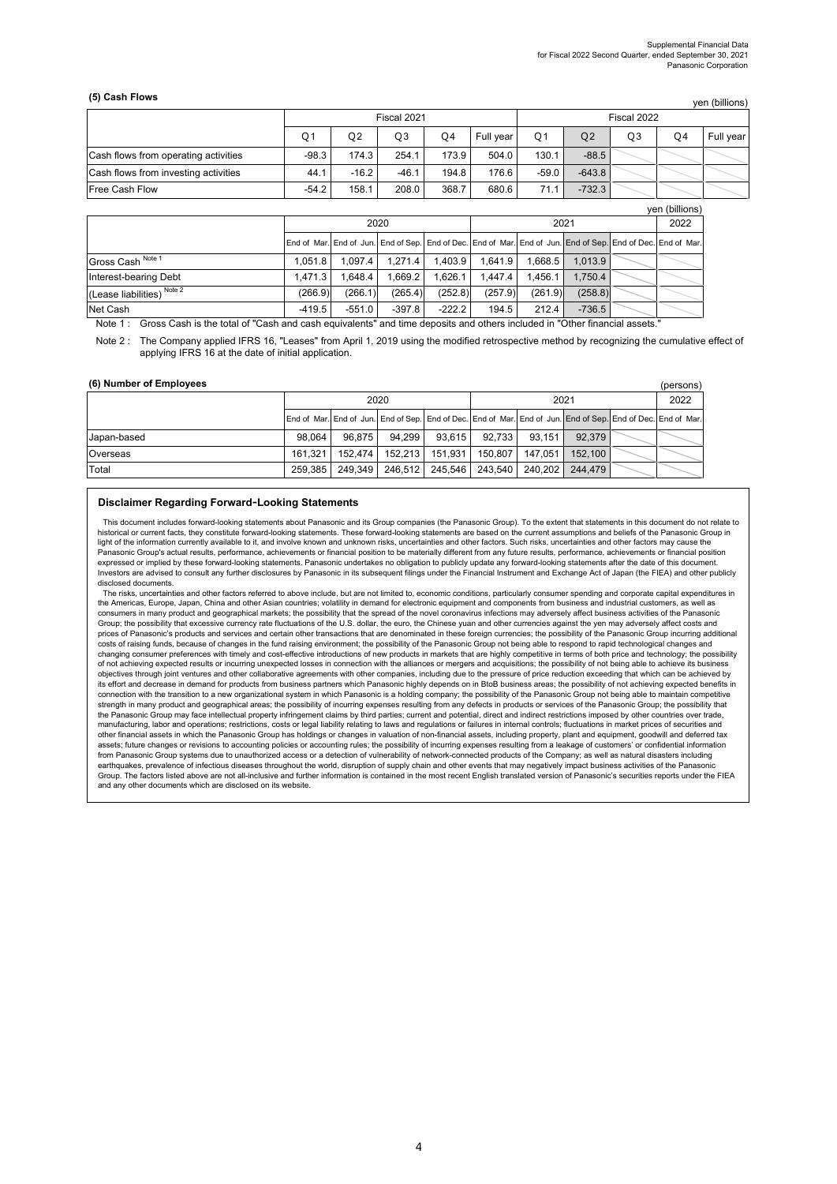### (5) Cash Flows

yen (billions)

| | Fiscal 2021 | | | | | Fiscal 2022 | | | | |
|---|---|---|---|---|---|---|---|---|---|---|
| | Q1 | Q2 | Q3 | Q4 | Full year | Q1 | Q2 | Q3 | Q4 | Full year |
| Cash flows from operating activities | -98.3 | 174.3 | 254.1 | 173.9 | 504.0 | 130.1 | -88.5 | | | |
| Cash flows from investing activities | 44.1 | -16.2 | -46.1 | 194.8 | 176.6 | -59.0 | -643.8 | | | |
| Free Cash Flow | -54.2 | 158.1 | 208.0 | 368.7 | 680.6 | 71.1 | -732.3 | | | |

yen (billions)

| | 2020 | | | | 2021 | | | | 2022 |
|---|---|---|---|---|---|---|---|---|---|
| | End of Mar. | End of Jun. | End of Sep. | End of Dec. | End of Mar. | End of Jun. | End of Sep. | End of Dec. | End of Mar. |
| Gross Cash Note 1 | 1,051.8 | 1,097.4 | 1,271.4 | 1,403.9 | 1,641.9 | 1,668.5 | 1,013.9 | | |
| Interest-bearing Debt | 1,471.3 | 1,648.4 | 1,669.2 | 1,626.1 | 1,447.4 | 1,456.1 | 1,750.4 | | |
| (Lease liabilities) Note 2 | (266.9) | (266.1) | (265.4) | (252.8) | (257.9) | (261.9) | (258.8) | | |
| Net Cash | -419.5 | -551.0 | -397.8 | -222.2 | 194.5 | 212.4 | -736.5 | | |

Note 1 : Gross Cash is the total of "Cash and cash equivalents" and time deposits and others included in "Other financial assets."

Note 2 : The Company applied IFRS 16, "Leases" from April 1, 2019 using the modified retrospective method by recognizing the cumulative effect of applying IFRS 16 at the date of initial application.

### (6) Number of Employees

(persons)

| | 2020 | | | | 2021 | | | | 2022 |
|---|---|---|---|---|---|---|---|---|---|
| | End of Mar. | End of Jun. | End of Sep. | End of Dec. | End of Mar. | End of Jun. | End of Sep. | End of Dec. | End of Mar. |
| Japan-based | 98,064 | 96,875 | 94,299 | 93,615 | 92,733 | 93,151 | 92,379 | | |
| Overseas | 161,321 | 152,474 | 152,213 | 151,931 | 150,807 | 147,051 | 152,100 | | |
| Total | 259,385 | 249,349 | 246,512 | 245,546 | 243,540 | 240,202 | 244,479 | | |

#### Disclaimer Regarding Forward-Looking Statements

This document includes forward-looking statements about Panasonic and its Group companies (the Panasonic Group). To the extent that statements in this document do not relate to historical or current facts, they constitute forward-looking statements. These forward-looking statements are based on the current assumptions and beliefs of the Panasonic Group in light of the information currently available to it, and involve known and unknown risks, uncertainties and other factors. Such risks, uncertainties and other factors may cause the Panasonic Group's actual results, performance, achievements or financial position to be materially different from any future results, performance, achievements or financial position expressed or implied by these forward-looking statements. Panasonic undertakes no obligation to publicly update any forward-looking statements after the date of this document. Investors are advised to consult any further disclosures by Panasonic in its subsequent filings under the Financial Instrument and Exchange Act of Japan (the FIEA) and other publicly disclosed documents.

The risks, uncertainties and other factors referred to above include, but are not limited to, economic conditions, particularly consumer spending and corporate capital expenditures in the Americas, Europe, Japan, China and other Asian countries; volatility in demand for electronic equipment and components from business and industrial customers, as well as consumers in many product and geographical markets; the possibility that the spread of the novel coronavirus infections may adversely affect business activities of the Panasonic Group; the possibility that excessive currency rate fluctuations of the U.S. dollar, the euro, the Chinese yuan and other currencies against the yen may adversely affect costs and prices of Panasonic's products and services and certain other transactions that are denominated in these foreign currencies; the possibility of the Panasonic Group incurring additional costs of raising funds, because of changes in the fund raising environment; the possibility of the Panasonic Group not being able to respond to rapid technological changes and changing consumer preferences with timely and cost-effective introductions of new products in markets that are highly competitive in terms of both price and technology; the possibility of not achieving expected results or incurring unexpected losses in connection with the alliances or mergers and acquisitions; the possibility of not being able to achieve its business objectives through joint ventures and other collaborative agreements with other companies, including due to the pressure of price reduction exceeding that which can be achieved by its effort and decrease in demand for products from business partners which Panasonic highly depends on in BtoB business areas; the possibility of not achieving expected benefits in connection with the transition to a new organizational system in which Panasonic is a holding company; the possibility of the Panasonic Group not being able to maintain competitive strength in many product and geographical areas; the possibility of incurring expenses resulting from any defects in products or services of the Panasonic Group; the possibility that the Panasonic Group may face intellectual property infringement claims by third parties; current and potential, direct and indirect restrictions imposed by other countries over trade, manufacturing, labor and operations; restrictions, costs or legal liability relating to laws and regulations or failures in internal controls; fluctuations in market prices of securities and other financial assets in which the Panasonic Group has holdings or changes in valuation of non-financial assets, including property, plant and equipment, goodwill and deferred tax assets; future changes or revisions to accounting policies or accounting rules; the possibility of incurring expenses resulting from a leakage of customers' or confidential information from Panasonic Group systems due to unauthorized access or a detection of vulnerability of network-connected products of the Company; as well as natural disasters including earthquakes, prevalence of infectious diseases throughout the world, disruption of supply chain and other events that may negatively impact business activities of the Panasonic Group. The factors listed above are not all-inclusive and further information is contained in the most recent English translated version of Panasonic's securities reports under the FIEA and any other documents which are disclosed on its website.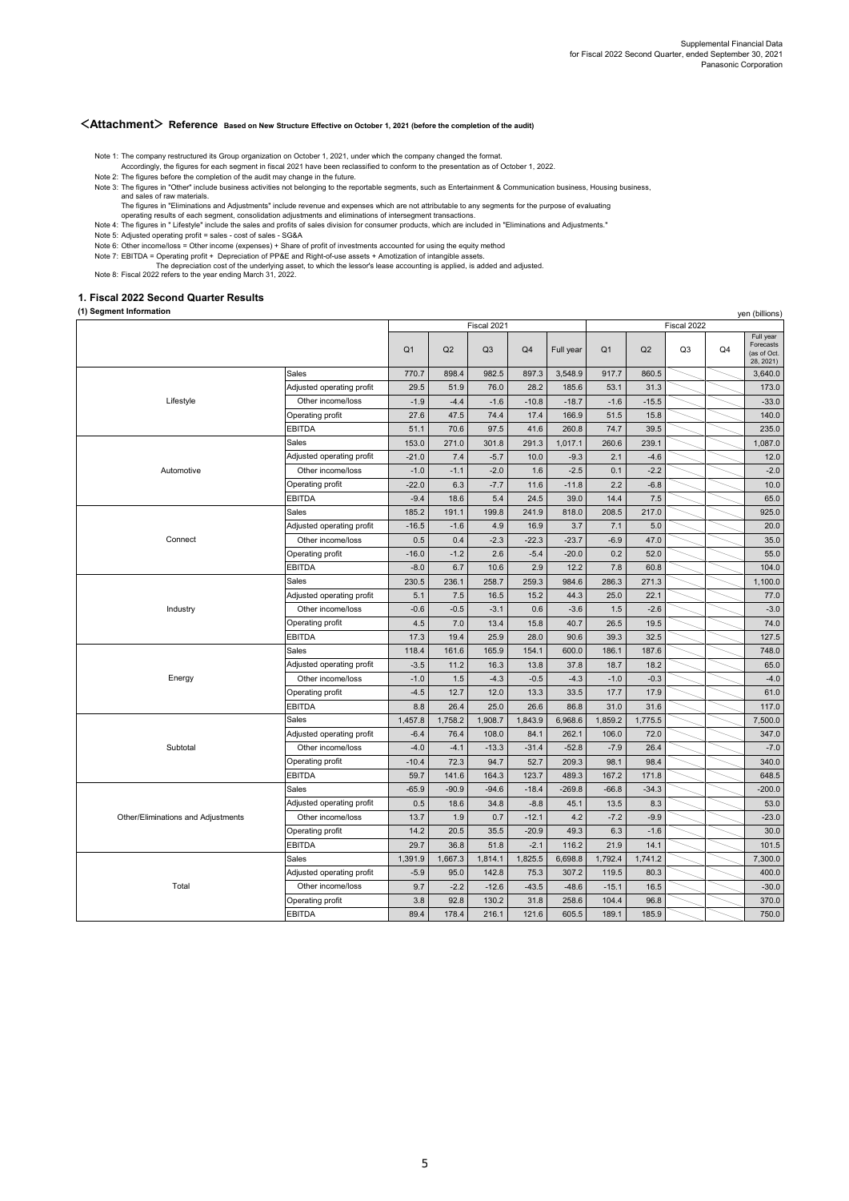Supplemental Financial Data
for Fiscal 2022 Second Quarter, ended September 30, 2021
Panasonic Corporation

## <Attachment> Reference Based on New Structure Effective on October 1, 2021 (before the completion of the audit)

Note 1: The company restructured its Group organization on October 1, 2021, under which the company changed the format.
Accordingly, the figures for each segment in fiscal 2021 have been reclassified to conform to the presentation as of October 1, 2022.
Note 2: The figures before the completion of the audit may change in the future.
Note 3: The figures in "Other" include business activities not belonging to the reportable segments, such as Entertainment & Communication business, Housing business, and sales of raw materials.
The figures in "Eliminations and Adjustments" include revenue and expenses which are not attributable to any segments for the purpose of evaluating operating results of each segment, consolidation adjustments and eliminations of intersegment transactions.
Note 4: The figures in " Lifestyle" include the sales and profits of sales division for consumer products, which are included in "Eliminations and Adjustments."
Note 5: Adjusted operating profit = sales - cost of sales - SG&A
Note 6: Other income/loss = Other income (expenses) + Share of profit of investments accounted for using the equity method
Note 7: EBITDA = Operating profit + Depreciation of PP&E and Right-of-use assets + Amotization of intangible assets.
The depreciation cost of the underlying asset, to which the lessor's lease accounting is applied, is added and adjusted.
Note 8: Fiscal 2022 refers to the year ending March 31, 2022.

### 1. Fiscal 2022 Second Quarter Results

#### (1) Segment Information

yen (billions)

| | | Fiscal 2021 | | | | | Fiscal 2022 | | | | |
|---|---|---|---|---|---|---|---|---|---|---|---|
| | | Q1 | Q2 | Q3 | Q4 | Full year | Q1 | Q2 | Q3 | Q4 | Full year Forecasts (as of Oct. 28, 2021) |
| Lifestyle | Sales | 770.7 | 898.4 | 982.5 | 897.3 | 3,548.9 | 917.7 | 860.5 | | | 3,640.0 |
| | Adjusted operating profit | 29.5 | 51.9 | 76.0 | 28.2 | 185.6 | 53.1 | 31.3 | | | 173.0 |
| | Other income/loss | -1.9 | -4.4 | -1.6 | -10.8 | -18.7 | -1.6 | -15.5 | | | -33.0 |
| | Operating profit | 27.6 | 47.5 | 74.4 | 17.4 | 166.9 | 51.5 | 15.8 | | | 140.0 |
| | EBITDA | 51.1 | 70.6 | 97.5 | 41.6 | 260.8 | 74.7 | 39.5 | | | 235.0 |
| Automotive | Sales | 153.0 | 271.0 | 301.8 | 291.3 | 1,017.1 | 260.6 | 239.1 | | | 1,087.0 |
| | Adjusted operating profit | -21.0 | 7.4 | -5.7 | 10.0 | -9.3 | 2.1 | -4.6 | | | 12.0 |
| | Other income/loss | -1.0 | -1.1 | -2.0 | 1.6 | -2.5 | 0.1 | -2.2 | | | -2.0 |
| | Operating profit | -22.0 | 6.3 | -7.7 | 11.6 | -11.8 | 2.2 | -6.8 | | | 10.0 |
| | EBITDA | -9.4 | 18.6 | 5.4 | 24.5 | 39.0 | 14.4 | 7.5 | | | 65.0 |
| Connect | Sales | 185.2 | 191.1 | 199.8 | 241.9 | 818.0 | 208.5 | 217.0 | | | 925.0 |
| | Adjusted operating profit | -16.5 | -1.6 | 4.9 | 16.9 | 3.7 | 7.1 | 5.0 | | | 20.0 |
| | Other income/loss | 0.5 | 0.4 | -2.3 | -22.3 | -23.7 | -6.9 | 47.0 | | | 35.0 |
| | Operating profit | -16.0 | -1.2 | 2.6 | -5.4 | -20.0 | 0.2 | 52.0 | | | 55.0 |
| | EBITDA | -8.0 | 6.7 | 10.6 | 2.9 | 12.2 | 7.8 | 60.8 | | | 104.0 |
| Industry | Sales | 230.5 | 236.1 | 258.7 | 259.3 | 984.6 | 286.3 | 271.3 | | | 1,100.0 |
| | Adjusted operating profit | 5.1 | 7.5 | 16.5 | 15.2 | 44.3 | 25.0 | 22.1 | | | 77.0 |
| | Other income/loss | -0.6 | -0.5 | -3.1 | 0.6 | -3.6 | 1.5 | -2.6 | | | -3.0 |
| | Operating profit | 4.5 | 7.0 | 13.4 | 15.8 | 40.7 | 26.5 | 19.5 | | | 74.0 |
| | EBITDA | 17.3 | 19.4 | 25.9 | 28.0 | 90.6 | 39.3 | 32.5 | | | 127.5 |
| Energy | Sales | 118.4 | 161.6 | 165.9 | 154.1 | 600.0 | 186.1 | 187.6 | | | 748.0 |
| | Adjusted operating profit | -3.5 | 11.2 | 16.3 | 13.8 | 37.8 | 18.7 | 18.2 | | | 65.0 |
| | Other income/loss | -1.0 | 1.5 | -4.3 | -0.5 | -4.3 | -1.0 | -0.3 | | | -4.0 |
| | Operating profit | -4.5 | 12.7 | 12.0 | 13.3 | 33.5 | 17.7 | 17.9 | | | 61.0 |
| | EBITDA | 8.8 | 26.4 | 25.0 | 26.6 | 86.8 | 31.0 | 31.6 | | | 117.0 |
| Subtotal | Sales | 1,457.8 | 1,758.2 | 1,908.7 | 1,843.9 | 6,968.6 | 1,859.2 | 1,775.5 | | | 7,500.0 |
| | Adjusted operating profit | -6.4 | 76.4 | 108.0 | 84.1 | 262.1 | 106.0 | 72.0 | | | 347.0 |
| | Other income/loss | -4.0 | -4.1 | -13.3 | -31.4 | -52.8 | -7.9 | 26.4 | | | -7.0 |
| | Operating profit | -10.4 | 72.3 | 94.7 | 52.7 | 209.3 | 98.1 | 98.4 | | | 340.0 |
| | EBITDA | 59.7 | 141.6 | 164.3 | 123.7 | 489.3 | 167.2 | 171.8 | | | 648.5 |
| Other/Eliminations and Adjustments | Sales | -65.9 | -90.9 | -94.6 | -18.4 | -269.8 | -66.8 | -34.3 | | | -200.0 |
| | Adjusted operating profit | 0.5 | 18.6 | 34.8 | -8.8 | 45.1 | 13.5 | 8.3 | | | 53.0 |
| | Other income/loss | 13.7 | 1.9 | 0.7 | -12.1 | 4.2 | -7.2 | -9.9 | | | -23.0 |
| | Operating profit | 14.2 | 20.5 | 35.5 | -20.9 | 49.3 | 6.3 | -1.6 | | | 30.0 |
| | EBITDA | 29.7 | 36.8 | 51.8 | -2.1 | 116.2 | 21.9 | 14.1 | | | 101.5 |
| Total | Sales | 1,391.9 | 1,667.3 | 1,814.1 | 1,825.5 | 6,698.8 | 1,792.4 | 1,741.2 | | | 7,300.0 |
| | Adjusted operating profit | -5.9 | 95.0 | 142.8 | 75.3 | 307.2 | 119.5 | 80.3 | | | 400.0 |
| | Other income/loss | 9.7 | -2.2 | -12.6 | -43.5 | -48.6 | -15.1 | 16.5 | | | -30.0 |
| | Operating profit | 3.8 | 92.8 | 130.2 | 31.8 | 258.6 | 104.4 | 96.8 | | | 370.0 |
| | EBITDA | 89.4 | 178.4 | 216.1 | 121.6 | 605.5 | 189.1 | 185.9 | | | 750.0 |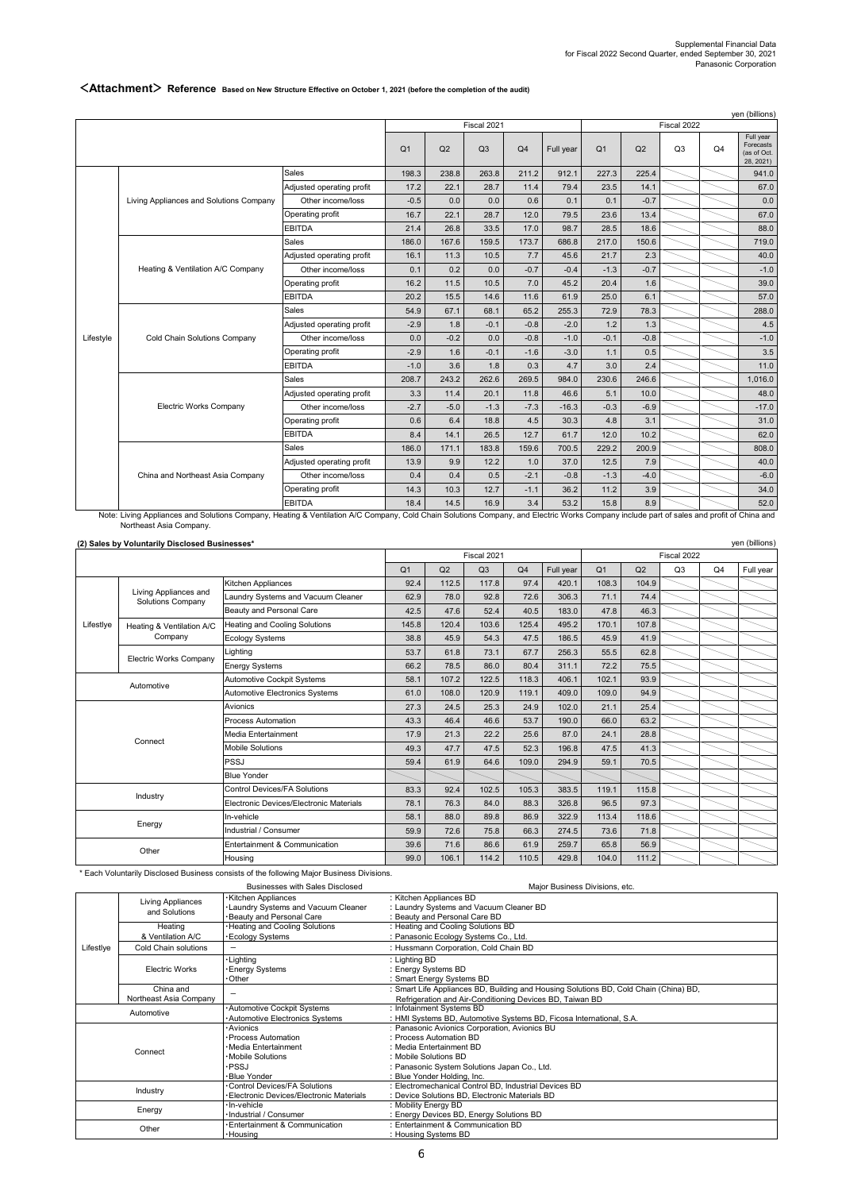## <Attachment> Reference Based on New Structure Effective on October 1, 2021 (before the completion of the audit)

yen (billions)

| | | | Fiscal 2021 | | | | | Fiscal 2022 | | | | |
|---|---|---|---|---|---|---|---|---|---|---|---|---|
| | | | Q1 | Q2 | Q3 | Q4 | Full year | Q1 | Q2 | Q3 | Q4 | Full year Forecasts (as of Oct. 28, 2021) |
| Lifestyle | Living Appliances and Solutions Company | Sales | 198.3 | 238.8 | 263.8 | 211.2 | 912.1 | 227.3 | 225.4 | | | 941.0 |
| | | Adjusted operating profit | 17.2 | 22.1 | 28.7 | 11.4 | 79.4 | 23.5 | 14.1 | | | 67.0 |
| | | Other income/loss | -0.5 | 0.0 | 0.0 | 0.6 | 0.1 | 0.1 | -0.7 | | | 0.0 |
| | | Operating profit | 16.7 | 22.1 | 28.7 | 12.0 | 79.5 | 23.6 | 13.4 | | | 67.0 |
| | | EBITDA | 21.4 | 26.8 | 33.5 | 17.0 | 98.7 | 28.5 | 18.6 | | | 88.0 |
| | Heating & Ventilation A/C Company | Sales | 186.0 | 167.6 | 159.5 | 173.7 | 686.8 | 217.0 | 150.6 | | | 719.0 |
| | | Adjusted operating profit | 16.1 | 11.3 | 10.5 | 7.7 | 45.6 | 21.7 | 2.3 | | | 40.0 |
| | | Other income/loss | 0.1 | 0.2 | 0.0 | -0.7 | -0.4 | -1.3 | -0.7 | | | -1.0 |
| | | Operating profit | 16.2 | 11.5 | 10.5 | 7.0 | 45.2 | 20.4 | 1.6 | | | 39.0 |
| | | EBITDA | 20.2 | 15.5 | 14.6 | 11.6 | 61.9 | 25.0 | 6.1 | | | 57.0 |
| | Cold Chain Solutions Company | Sales | 54.9 | 67.1 | 68.1 | 65.2 | 255.3 | 72.9 | 78.3 | | | 288.0 |
| | | Adjusted operating profit | -2.9 | 1.8 | -0.1 | -0.8 | -2.0 | 1.2 | 1.3 | | | 4.5 |
| | | Other income/loss | 0.0 | -0.2 | 0.0 | -0.8 | -1.0 | -0.1 | -0.8 | | | -1.0 |
| | | Operating profit | -2.9 | 1.6 | -0.1 | -1.6 | -3.0 | 1.1 | 0.5 | | | 3.5 |
| | | EBITDA | -1.0 | 3.6 | 1.8 | 0.3 | 4.7 | 3.0 | 2.4 | | | 11.0 |
| | Electric Works Company | Sales | 208.7 | 243.2 | 262.6 | 269.5 | 984.0 | 230.6 | 246.6 | | | 1,016.0 |
| | | Adjusted operating profit | 3.3 | 11.4 | 20.1 | 11.8 | 46.6 | 5.1 | 10.0 | | | 48.0 |
| | | Other income/loss | -2.7 | -5.0 | -1.3 | -7.3 | -16.3 | -0.3 | -6.9 | | | -17.0 |
| | | Operating profit | 0.6 | 6.4 | 18.8 | 4.5 | 30.3 | 4.8 | 3.1 | | | 31.0 |
| | | EBITDA | 8.4 | 14.1 | 26.5 | 12.7 | 61.7 | 12.0 | 10.2 | | | 62.0 |
| | China and Northeast Asia Company | Sales | 186.0 | 171.1 | 183.8 | 159.6 | 700.5 | 229.2 | 200.9 | | | 808.0 |
| | | Adjusted operating profit | 13.9 | 9.9 | 12.2 | 1.0 | 37.0 | 12.5 | 7.9 | | | 40.0 |
| | | Other income/loss | 0.4 | 0.4 | 0.5 | -2.1 | -0.8 | -1.3 | -4.0 | | | -6.0 |
| | | Operating profit | 14.3 | 10.3 | 12.7 | -1.1 | 36.2 | 11.2 | 3.9 | | | 34.0 |
| | | EBITDA | 18.4 | 14.5 | 16.9 | 3.4 | 53.2 | 15.8 | 8.9 | | | 52.0 |

Note: Living Appliances and Solutions Company, Heating & Ventilation A/C Company, Cold Chain Solutions Company, and Electric Works Company include part of sales and profit of China and Northeast Asia Company.

### (2) Sales by Voluntarily Disclosed Businesses*

yen (billions)

| | | | Fiscal 2021 | | | | | Fiscal 2022 | | | |
|---|---|---|---|---|---|---|---|---|---|---|---|
| | | | Q1 | Q2 | Q3 | Q4 | Full year | Q1 | Q2 | Q3 | Q4 | Full year |
| Lifestyle | Living Appliances and Solutions Company | Kitchen Appliances | 92.4 | 112.5 | 117.8 | 97.4 | 420.1 | 108.3 | 104.9 | | | |
| | | Laundry Systems and Vacuum Cleaner | 62.9 | 78.0 | 92.8 | 72.6 | 306.3 | 71.1 | 74.4 | | | |
| | | Beauty and Personal Care | 42.5 | 47.6 | 52.4 | 40.5 | 183.0 | 47.8 | 46.3 | | | |
| | Heating & Ventilation A/C Company | Heating and Cooling Solutions | 145.8 | 120.4 | 103.6 | 125.4 | 495.2 | 170.1 | 107.8 | | | |
| | | Ecology Systems | 38.8 | 45.9 | 54.3 | 47.5 | 186.5 | 45.9 | 41.9 | | | |
| | Electric Works Company | Lighting | 53.7 | 61.8 | 73.1 | 67.7 | 256.3 | 55.5 | 62.8 | | | |
| | | Energy Systems | 66.2 | 78.5 | 86.0 | 80.4 | 311.1 | 72.2 | 75.5 | | | |
| Automotive | | Automotive Cockpit Systems | 58.1 | 107.2 | 122.5 | 118.3 | 406.1 | 102.1 | 93.9 | | | |
| | | Automotive Electronics Systems | 61.0 | 108.0 | 120.9 | 119.1 | 409.0 | 109.0 | 94.9 | | | |
| Connect | | Avionics | 27.3 | 24.5 | 25.3 | 24.9 | 102.0 | 21.1 | 25.4 | | | |
| | | Process Automation | 43.3 | 46.4 | 46.6 | 53.7 | 190.0 | 66.0 | 63.2 | | | |
| | | Media Entertainment | 17.9 | 21.3 | 22.2 | 25.6 | 87.0 | 24.1 | 28.8 | | | |
| | | Mobile Solutions | 49.3 | 47.7 | 47.5 | 52.3 | 196.8 | 47.5 | 41.3 | | | |
| | | PSSJ | 59.4 | 61.9 | 64.6 | 109.0 | 294.9 | 59.1 | 70.5 | | | |
| | | Blue Yonder | | | | | | | | | | |
| Industry | | Control Devices/FA Solutions | 83.3 | 92.4 | 102.5 | 105.3 | 383.5 | 119.1 | 115.8 | | | |
| | | Electronic Devices/Electronic Materials | 78.1 | 76.3 | 84.0 | 88.3 | 326.8 | 96.5 | 97.3 | | | |
| Energy | | In-vehicle | 58.1 | 88.0 | 89.8 | 86.9 | 322.9 | 113.4 | 118.6 | | | |
| | | Industrial / Consumer | 59.9 | 72.6 | 75.8 | 66.3 | 274.5 | 73.6 | 71.8 | | | |
| Other | | Entertainment & Communication | 39.6 | 71.6 | 86.6 | 61.9 | 259.7 | 65.8 | 56.9 | | | |
| | | Housing | 99.0 | 106.1 | 114.2 | 110.5 | 429.8 | 104.0 | 111.2 | | | |

\* Each Voluntarily Disclosed Business consists of the following Major Business Divisions.

| | | Businesses with Sales Disclosed | Major Business Divisions, etc. |
|---|---|---|---|
| Lifestyle | Living Appliances and Solutions | ･Kitchen Appliances<br>･Laundry Systems and Vacuum Cleaner<br>･Beauty and Personal Care | : Kitchen Appliances BD<br>: Laundry Systems and Vacuum Cleaner BD<br>: Beauty and Personal Care BD |
| | Heating & Ventilation A/C | ･Heating and Cooling Solutions<br>･Ecology Systems | : Heating and Cooling Solutions BD<br>: Panasonic Ecology Systems Co., Ltd. |
| | Cold Chain solutions | － | : Hussmann Corporation, Cold Chain BD |
| | Electric Works | ･Lighting<br>･Energy Systems<br>･Other | : Lighting BD<br>: Energy Systems BD<br>: Smart Energy Systems BD |
| | China and Northeast Asia Company | － | : Smart Life Appliances BD, Building and Housing Solutions BD, Cold Chain (China) BD, Refrigeration and Air-Conditioning Devices BD, Taiwan BD |
| Automotive | | ･Automotive Cockpit Systems<br>･Automotive Electronics Systems | : Infotainment Systems BD<br>: HMI Systems BD, Automotive Systems BD, Ficosa International, S.A. |
| Connect | | ･Avionics<br>･Process Automation<br>･Media Entertainment<br>･Mobile Solutions<br>･PSSJ<br>･Blue Yonder | : Panasonic Avionics Corporation, Avionics BU<br>: Process Automation BD<br>: Media Entertainment BD<br>: Mobile Solutions BD<br>: Panasonic System Solutions Japan Co., Ltd.<br>: Blue Yonder Holding, Inc. |
| Industry | | ･Control Devices/FA Solutions<br>･Electronic Devices/Electronic Materials | : Electromechanical Control BD, Industrial Devices BD<br>: Device Solutions BD, Electronic Materials BD |
| Energy | | ･In-vehicle<br>･Industrial / Consumer | : Mobility Energy BD<br>: Energy Devices BD, Energy Solutions BD |
| Other | | ･Entertainment & Communication<br>･Housing | : Entertainment & Communication BD<br>: Housing Systems BD |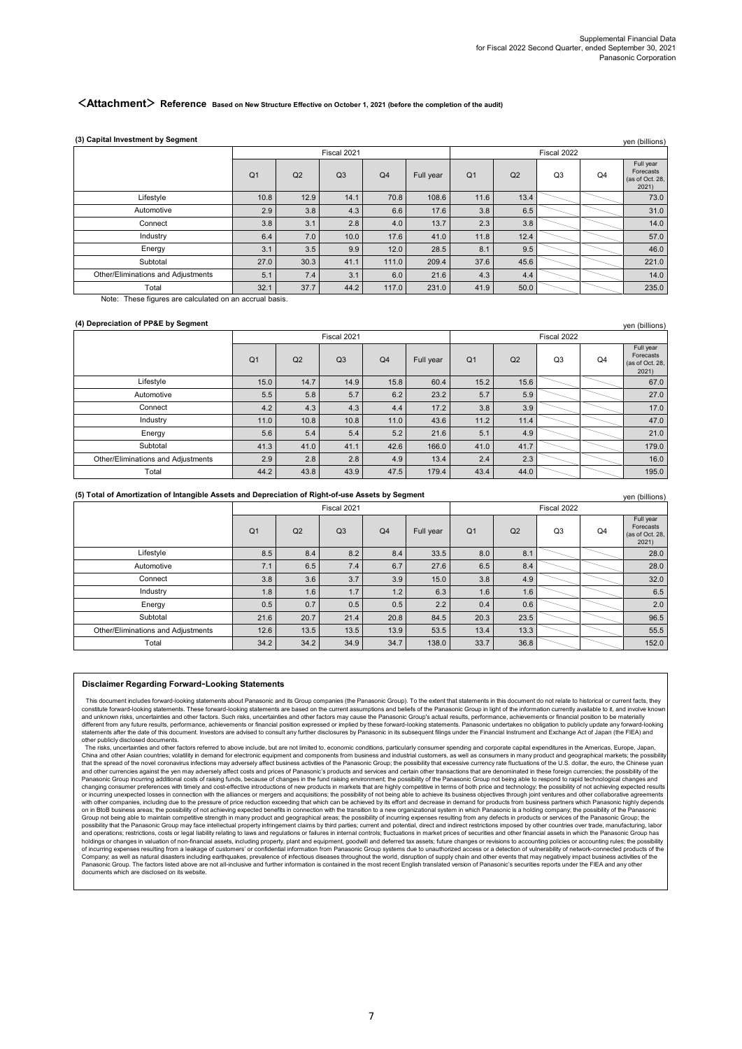Supplemental Financial Data
for Fiscal 2022 Second Quarter, ended September 30, 2021
Panasonic Corporation

## ＜Attachment＞ Reference **Based on New Structure Effective on October 1, 2021 (before the completion of the audit)**

### (3) Capital Investment by Segment

yen (billions)

| | Fiscal 2021 | | | | | Fiscal 2022 | | | | |
|---|---|---|---|---|---|---|---|---|---|---|
| | Q1 | Q2 | Q3 | Q4 | Full year | Q1 | Q2 | Q3 | Q4 | Full year Forecasts (as of Oct. 28, 2021) |
| Lifestyle | 10.8 | 12.9 | 14.1 | 70.8 | 108.6 | 11.6 | 13.4 | | | 73.0 |
| Automotive | 2.9 | 3.8 | 4.3 | 6.6 | 17.6 | 3.8 | 6.5 | | | 31.0 |
| Connect | 3.8 | 3.1 | 2.8 | 4.0 | 13.7 | 2.3 | 3.8 | | | 14.0 |
| Industry | 6.4 | 7.0 | 10.0 | 17.6 | 41.0 | 11.8 | 12.4 | | | 57.0 |
| Energy | 3.1 | 3.5 | 9.9 | 12.0 | 28.5 | 8.1 | 9.5 | | | 46.0 |
| Subtotal | 27.0 | 30.3 | 41.1 | 111.0 | 209.4 | 37.6 | 45.6 | | | 221.0 |
| Other/Eliminations and Adjustments | 5.1 | 7.4 | 3.1 | 6.0 | 21.6 | 4.3 | 4.4 | | | 14.0 |
| Total | 32.1 | 37.7 | 44.2 | 117.0 | 231.0 | 41.9 | 50.0 | | | 235.0 |

Note: These figures are calculated on an accrual basis.

### (4) Depreciation of PP&E by Segment

yen (billions)

| | Fiscal 2021 | | | | | Fiscal 2022 | | | | |
|---|---|---|---|---|---|---|---|---|---|---|
| | Q1 | Q2 | Q3 | Q4 | Full year | Q1 | Q2 | Q3 | Q4 | Full year Forecasts (as of Oct. 28, 2021) |
| Lifestyle | 15.0 | 14.7 | 14.9 | 15.8 | 60.4 | 15.2 | 15.6 | | | 67.0 |
| Automotive | 5.5 | 5.8 | 5.7 | 6.2 | 23.2 | 5.7 | 5.9 | | | 27.0 |
| Connect | 4.2 | 4.3 | 4.3 | 4.4 | 17.2 | 3.8 | 3.9 | | | 17.0 |
| Industry | 11.0 | 10.8 | 10.8 | 11.0 | 43.6 | 11.2 | 11.4 | | | 47.0 |
| Energy | 5.6 | 5.4 | 5.4 | 5.2 | 21.6 | 5.1 | 4.9 | | | 21.0 |
| Subtotal | 41.3 | 41.0 | 41.1 | 42.6 | 166.0 | 41.0 | 41.7 | | | 179.0 |
| Other/Eliminations and Adjustments | 2.9 | 2.8 | 2.8 | 4.9 | 13.4 | 2.4 | 2.3 | | | 16.0 |
| Total | 44.2 | 43.8 | 43.9 | 47.5 | 179.4 | 43.4 | 44.0 | | | 195.0 |

### (5) Total of Amortization of Intangible Assets and Depreciation of Right-of-use Assets by Segment

yen (billions)

| | Fiscal 2021 | | | | | Fiscal 2022 | | | | |
|---|---|---|---|---|---|---|---|---|---|---|
| | Q1 | Q2 | Q3 | Q4 | Full year | Q1 | Q2 | Q3 | Q4 | Full year Forecasts (as of Oct. 28, 2021) |
| Lifestyle | 8.5 | 8.4 | 8.2 | 8.4 | 33.5 | 8.0 | 8.1 | | | 28.0 |
| Automotive | 7.1 | 6.5 | 7.4 | 6.7 | 27.6 | 6.5 | 8.4 | | | 28.0 |
| Connect | 3.8 | 3.6 | 3.7 | 3.9 | 15.0 | 3.8 | 4.9 | | | 32.0 |
| Industry | 1.8 | 1.6 | 1.7 | 1.2 | 6.3 | 1.6 | 1.6 | | | 6.5 |
| Energy | 0.5 | 0.7 | 0.5 | 0.5 | 2.2 | 0.4 | 0.6 | | | 2.0 |
| Subtotal | 21.6 | 20.7 | 21.4 | 20.8 | 84.5 | 20.3 | 23.5 | | | 96.5 |
| Other/Eliminations and Adjustments | 12.6 | 13.5 | 13.5 | 13.9 | 53.5 | 13.4 | 13.3 | | | 55.5 |
| Total | 34.2 | 34.2 | 34.9 | 34.7 | 138.0 | 33.7 | 36.8 | | | 152.0 |

#### Disclaimer Regarding Forward-Looking Statements

This document includes forward-looking statements about Panasonic and its Group companies (the Panasonic Group). To the extent that statements in this document do not relate to historical or current facts, they constitute forward-looking statements. These forward-looking statements are based on the current assumptions and beliefs of the Panasonic Group in light of the information currently available to it, and involve known and unknown risks, uncertainties and other factors. Such risks, uncertainties and other factors may cause the Panasonic Group's actual results, performance, achievements or financial position to be materially different from any future results, performance, achievements or financial position expressed or implied by these forward-looking statements. Panasonic undertakes no obligation to publicly update any forward-looking statements after the date of this document. Investors are advised to consult any further disclosures by Panasonic in its subsequent filings under the Financial Instrument and Exchange Act of Japan (the FIEA) and other publicly disclosed documents.

The risks, uncertainties and other factors referred to above include, but are not limited to, economic conditions, particularly consumer spending and corporate capital expenditures in the Americas, Europe, Japan, China and other Asian countries; volatility in demand for electronic equipment and components from business and industrial customers, as well as consumers in many product and geographical markets; the possibility that the spread of the novel coronavirus infections may adversely affect business activities of the Panasonic Group; the possibility that excessive currency rate fluctuations of the U.S. dollar, the euro, the Chinese yuan and other currencies against the yen may adversely affect costs and prices of Panasonic's products and services and certain other transactions that are denominated in these foreign currencies; the possibility of the Panasonic Group incurring additional costs of raising funds, because of changes in the fund raising environment; the possibility of the Panasonic Group not being able to respond to rapid technological changes and changing consumer preferences with timely and cost-effective introductions of new products in markets that are highly competitive in terms of both price and technology; the possibility of not achieving expected results or incurring unexpected losses in connection with the alliances or mergers and acquisitions; the possibility of not being able to achieve its business objectives through joint ventures and other collaborative agreements with other companies, including due to the pressure of price reduction exceeding that which can be achieved by its effort and decrease in demand for products from business partners which Panasonic highly depends on in BtoB business areas; the possibility of not achieving expected benefits in connection with the transition to a new organizational system in which Panasonic is a holding company; the possibility of the Panasonic Group not being able to maintain competitive strength in many product and geographical areas; the possibility of incurring expenses resulting from any defects in products or services of the Panasonic Group; the possibility that the Panasonic Group may face intellectual property infringement claims by third parties; current and potential, direct and indirect restrictions imposed by other countries over trade, manufacturing, labor and operations; restrictions, costs or legal liability relating to laws and regulations or failures in internal controls; fluctuations in market prices of securities and other financial assets in which the Panasonic Group has holdings or changes in valuation of non-financial assets, including property, plant and equipment, goodwill and deferred tax assets; future changes or revisions to accounting policies or accounting rules; the possibility of incurring expenses resulting from a leakage of customers' or confidential information from Panasonic Group systems due to unauthorized access or a detection of vulnerability of network-connected products of the Company; as well as natural disasters including earthquakes, prevalence of infectious diseases throughout the world, disruption of supply chain and other events that may negatively impact business activities of the Panasonic Group. The factors listed above are not all-inclusive and further information is contained in the most recent English translated version of Panasonic's securities reports under the FIEA and any other documents which are disclosed on its website.